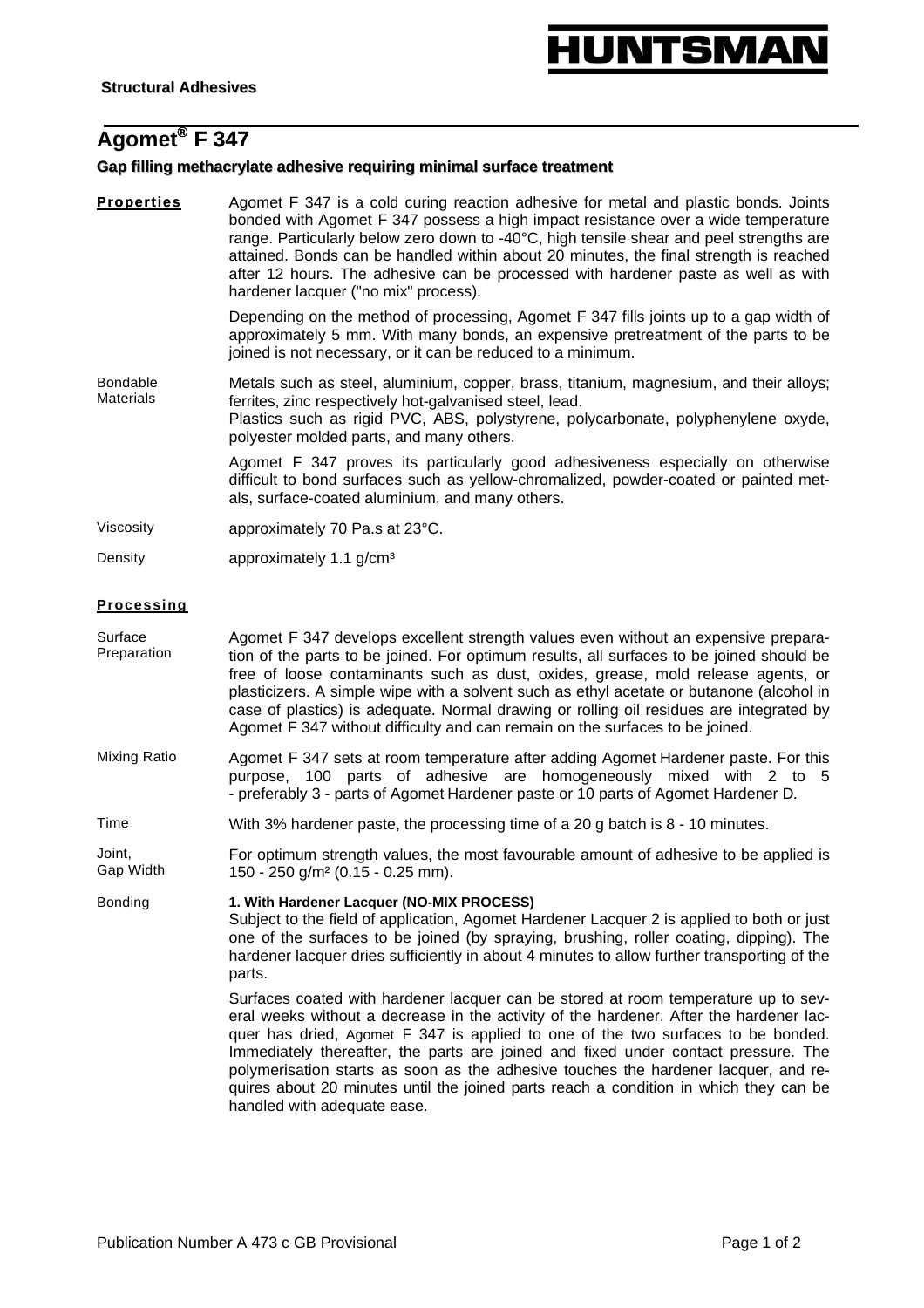**Structural Adhesives**

# Agomet® F 347

### Gap filling methacrylate adhesive requiring minimal surface treatment

## Properties

Agomet F 347 is a cold curing reaction adhesive for metal and plastic bonds. Joints bonded with Agomet F 347 possess a high impact resistance over a wide temperature range. Particularly below zero down to -40°C, high tensile shear and peel strengths are attained. Bonds can be handled within about 20 minutes, the final strength is reached after 12 hours. The adhesive can be processed with hardener paste as well as with hardener lacquer ("no mix" process).

Depending on the method of processing, Agomet F 347 fills joints up to a gap width of approximately 5 mm. With many bonds, an expensive pretreatment of the parts to be joined is not necessary, or it can be reduced to a minimum.

**Bondable Materials**

Metals such as steel, aluminium, copper, brass, titanium, magnesium, and their alloys; ferrites, zinc respectively hot-galvanised steel, lead.
Plastics such as rigid PVC, ABS, polystyrene, polycarbonate, polyphenylene oxyde, polyester molded parts, and many others.

Agomet F 347 proves its particularly good adhesiveness especially on otherwise difficult to bond surfaces such as yellow-chromalized, powder-coated or painted metals, surface-coated aluminium, and many others.

**Viscosity**

approximately 70 Pa.s at 23°C.

**Density**

approximately 1.1 g/cm³

## Processing

**Surface Preparation**

Agomet F 347 develops excellent strength values even without an expensive preparation of the parts to be joined. For optimum results, all surfaces to be joined should be free of loose contaminants such as dust, oxides, grease, mold release agents, or plasticizers. A simple wipe with a solvent such as ethyl acetate or butanone (alcohol in case of plastics) is adequate. Normal drawing or rolling oil residues are integrated by Agomet F 347 without difficulty and can remain on the surfaces to be joined.

**Mixing Ratio**

Agomet F 347 sets at room temperature after adding Agomet Hardener paste. For this purpose, 100 parts of adhesive are homogeneously mixed with 2 to 5 - preferably 3 - parts of Agomet Hardener paste or 10 parts of Agomet Hardener D.

**Time**

With 3% hardener paste, the processing time of a 20 g batch is 8 - 10 minutes.

**Joint, Gap Width**

For optimum strength values, the most favourable amount of adhesive to be applied is 150 - 250 g/m² (0.15 - 0.25 mm).

**Bonding**

**1. With Hardener Lacquer (NO-MIX PROCESS)**
Subject to the field of application, Agomet Hardener Lacquer 2 is applied to both or just one of the surfaces to be joined (by spraying, brushing, roller coating, dipping). The hardener lacquer dries sufficiently in about 4 minutes to allow further transporting of the parts.

Surfaces coated with hardener lacquer can be stored at room temperature up to several weeks without a decrease in the activity of the hardener. After the hardener lacquer has dried, Agomet F 347 is applied to one of the two surfaces to be bonded. Immediately thereafter, the parts are joined and fixed under contact pressure. The polymerisation starts as soon as the adhesive touches the hardener lacquer, and requires about 20 minutes until the joined parts reach a condition in which they can be handled with adequate ease.

Publication Number A 473 c GB Provisional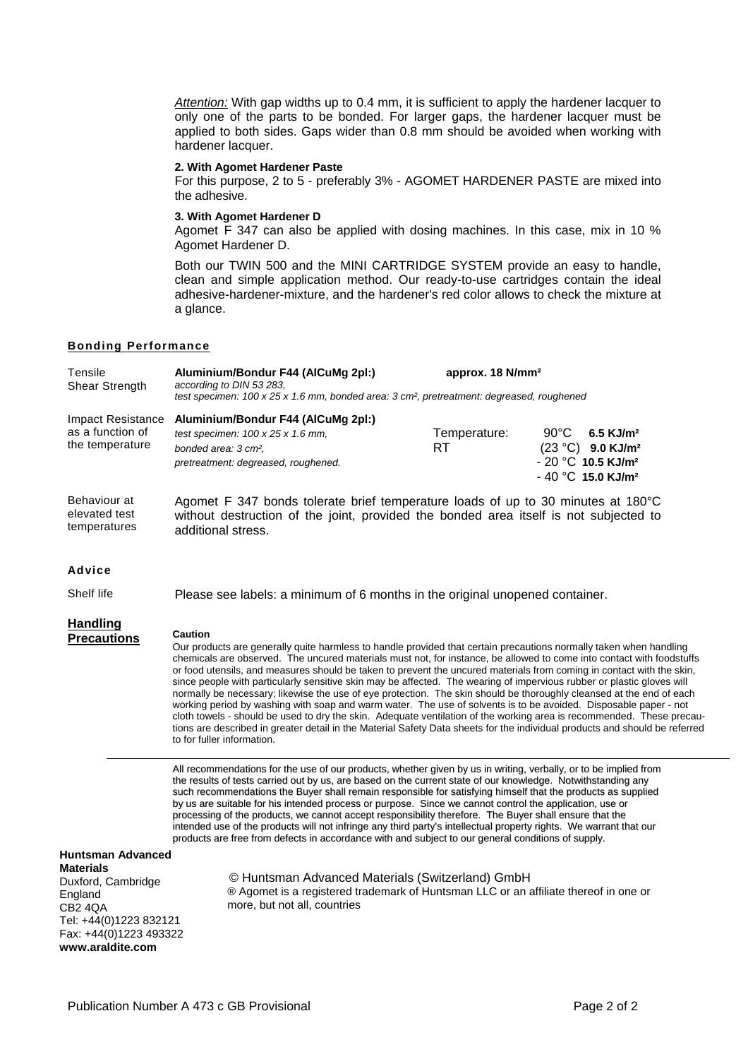*Attention:* With gap widths up to 0.4 mm, it is sufficient to apply the hardener lacquer to only one of the parts to be bonded. For larger gaps, the hardener lacquer must be applied to both sides. Gaps wider than 0.8 mm should be avoided when working with hardener lacquer.

**2. With Agomet Hardener Paste**

For this purpose, 2 to 5 - preferably 3% - AGOMET HARDENER PASTE are mixed into the adhesive.

**3. With Agomet Hardener D**

Agomet F 347 can also be applied with dosing machines. In this case, mix in 10 % Agomet Hardener D.

Both our TWIN 500 and the MINI CARTRIDGE SYSTEM provide an easy to handle, clean and simple application method. Our ready-to-use cartridges contain the ideal adhesive-hardener-mixture, and the hardener's red color allows to check the mixture at a glance.

## Bonding Performance

| | | | |
|---|---|---|---|
| Tensile Shear Strength | **Aluminium/Bondur F44 (AlCuMg 2pl:)** *according to DIN 53 283, test specimen: 100 x 25 x 1.6 mm, bonded area: 3 cm², pretreatment: degreased, roughened* | **approx. 18 N/mm²** | |
| Impact Resistance as a function of the temperature | **Aluminium/Bondur F44 (AlCuMg 2pl:)** *test specimen: 100 x 25 x 1.6 mm, bonded area: 3 cm², pretreatment: degreased, roughened.* | Temperature: RT | 90°C **6.5 KJ/m²**<br>(23 °C) **9.0 KJ/m²**<br>- 20 °C **10.5 KJ/m²**<br>- 40 °C **15.0 KJ/m²** |
| Behaviour at elevated test temperatures | Agomet F 347 bonds tolerate brief temperature loads of up to 30 minutes at 180°C without destruction of the joint, provided the bonded area itself is not subjected to additional stress. | | |

## Advice

**Shelf life**

Please see labels: a minimum of 6 months in the original unopened container.

## Handling Precautions

**Caution**

Our products are generally quite harmless to handle provided that certain precautions normally taken when handling chemicals are observed. The uncured materials must not, for instance, be allowed to come into contact with foodstuffs or food utensils, and measures should be taken to prevent the uncured materials from coming in contact with the skin, since people with particularly sensitive skin may be affected. The wearing of impervious rubber or plastic gloves will normally be necessary; likewise the use of eye protection. The skin should be thoroughly cleansed at the end of each working period by washing with soap and warm water. The use of solvents is to be avoided. Disposable paper - not cloth towels - should be used to dry the skin. Adequate ventilation of the working area is recommended. These precautions are described in greater detail in the Material Safety Data sheets for the individual products and should be referred to for fuller information.

All recommendations for the use of our products, whether given by us in writing, verbally, or to be implied from the results of tests carried out by us, are based on the current state of our knowledge. Notwithstanding any such recommendations the Buyer shall remain responsible for satisfying himself that the products as supplied by us are suitable for his intended process or purpose. Since we cannot control the application, use or processing of the products, we cannot accept responsibility therefore. The Buyer shall ensure that the intended use of the products will not infringe any third party's intellectual property rights. We warrant that our products are free from defects in accordance with and subject to our general conditions of supply.

**Huntsman Advanced Materials**
Duxford, Cambridge
England
CB2 4QA
Tel: +44(0)1223 832121
Fax: +44(0)1223 493322
**www.araldite.com**

© Huntsman Advanced Materials (Switzerland) GmbH
® Agomet is a registered trademark of Huntsman LLC or an affiliate thereof in one or more, but not all, countries

Publication Number A 473 c GB Provisional